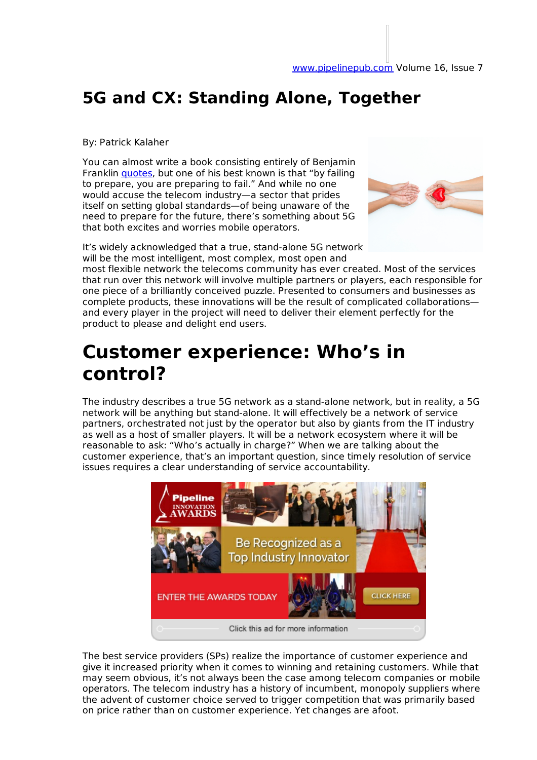# 5G and CX: Standing Alone, Together

By: Patrick Kalaher

You can almost write a book consisting entirely of Benjamin Franklin quotes, but one of his best known is that "by failing to prepare, you are preparing to fail." And while no one would accuse the telecom industry—a sector that prides itself on setting global standards—of being unaware of the need to prepare for the future, there's something about 5G that both excites and worries mobile operators.

It's widely acknowledged that a true, stand-alone 5G network will be the most intelligent, most complex, most open and most flexible network the telecoms community has ever created. Most of the services that run over this network will involve multiple partners or players, each responsible for one piece of a brilliantly conceived puzzle. Presented to consumers and businesses as complete products, these innovations will be the result of complicated collaborations—and every player in the project will need to deliver their element perfectly for the product to please and delight end users.

# Customer experience: Who's in control?

The industry describes a true 5G network as a stand-alone network, but in reality, a 5G network will be anything but stand-alone. It will effectively be a network of service partners, orchestrated not just by the operator but also by giants from the IT industry as well as a host of smaller players. It will be a network ecosystem where it will be reasonable to ask: "Who's actually in charge?" When we are talking about the customer experience, that's an important question, since timely resolution of service issues requires a clear understanding of service accountability.

The best service providers (SPs) realize the importance of customer experience and give it increased priority when it comes to winning and retaining customers. While that may seem obvious, it's not always been the case among telecom companies or mobile operators. The telecom industry has a history of incumbent, monopoly suppliers where the advent of customer choice served to trigger competition that was primarily based on price rather than on customer experience. Yet changes are afoot.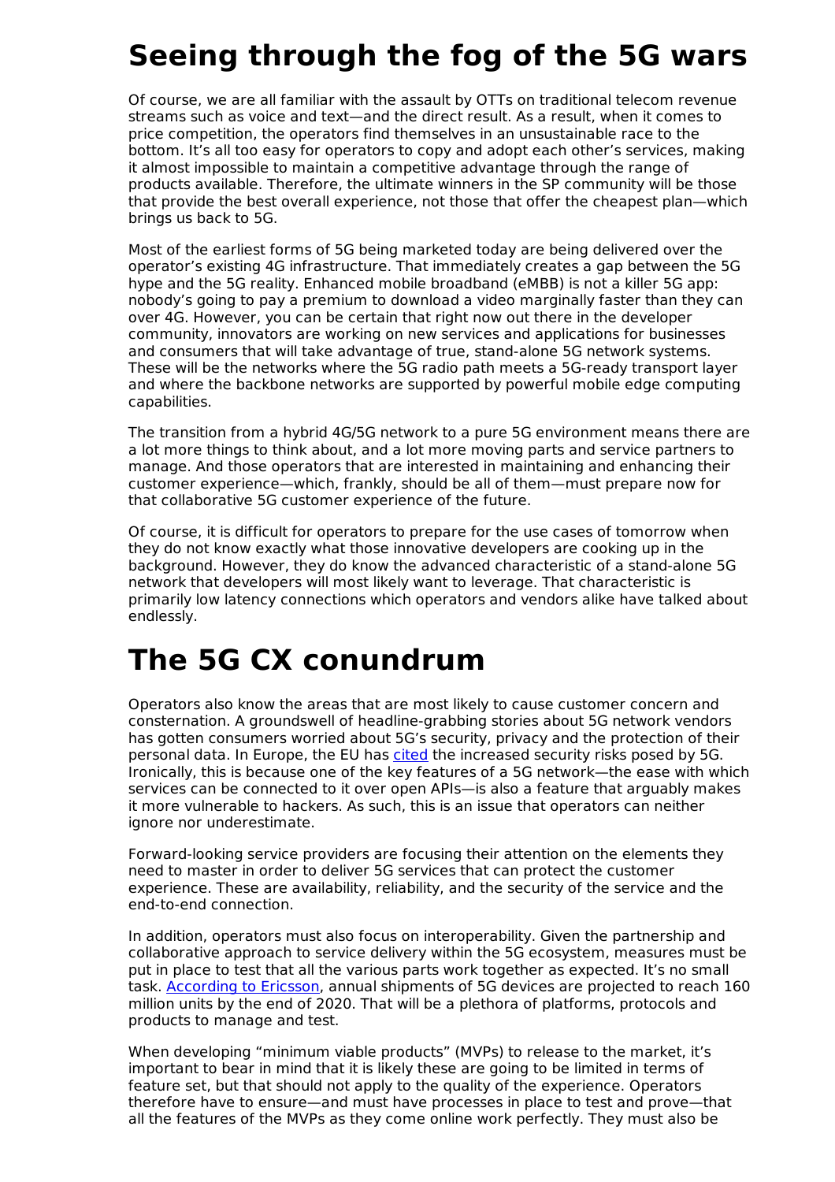# Seeing through the fog of the 5G wars

Of course, we are all familiar with the assault by OTTs on traditional telecom revenue streams such as voice and text—and the direct result. As a result, when it comes to price competition, the operators find themselves in an unsustainable race to the bottom. It's all too easy for operators to copy and adopt each other's services, making it almost impossible to maintain a competitive advantage through the range of products available. Therefore, the ultimate winners in the SP community will be those that provide the best overall experience, not those that offer the cheapest plan—which brings us back to 5G.

Most of the earliest forms of 5G being marketed today are being delivered over the operator's existing 4G infrastructure. That immediately creates a gap between the 5G hype and the 5G reality. Enhanced mobile broadband (eMBB) is not a killer 5G app: nobody's going to pay a premium to download a video marginally faster than they can over 4G. However, you can be certain that right now out there in the developer community, innovators are working on new services and applications for businesses and consumers that will take advantage of true, stand-alone 5G network systems. These will be the networks where the 5G radio path meets a 5G-ready transport layer and where the backbone networks are supported by powerful mobile edge computing capabilities.

The transition from a hybrid 4G/5G network to a pure 5G environment means there are a lot more things to think about, and a lot more moving parts and service partners to manage. And those operators that are interested in maintaining and enhancing their customer experience—which, frankly, should be all of them—must prepare now for that collaborative 5G customer experience of the future.

Of course, it is difficult for operators to prepare for the use cases of tomorrow when they do not know exactly what those innovative developers are cooking up in the background. However, they do know the advanced characteristic of a stand-alone 5G network that developers will most likely want to leverage. That characteristic is primarily low latency connections which operators and vendors alike have talked about endlessly.

# The 5G CX conundrum

Operators also know the areas that are most likely to cause customer concern and consternation. A groundswell of headline-grabbing stories about 5G network vendors has gotten consumers worried about 5G's security, privacy and the protection of their personal data. In Europe, the EU has cited the increased security risks posed by 5G. Ironically, this is because one of the key features of a 5G network—the ease with which services can be connected to it over open APIs—is also a feature that arguably makes it more vulnerable to hackers. As such, this is an issue that operators can neither ignore nor underestimate.

Forward-looking service providers are focusing their attention on the elements they need to master in order to deliver 5G services that can protect the customer experience. These are availability, reliability, and the security of the service and the end-to-end connection.

In addition, operators must also focus on interoperability. Given the partnership and collaborative approach to service delivery within the 5G ecosystem, measures must be put in place to test that all the various parts work together as expected. It's no small task. According to Ericsson, annual shipments of 5G devices are projected to reach 160 million units by the end of 2020. That will be a plethora of platforms, protocols and products to manage and test.

When developing "minimum viable products" (MVPs) to release to the market, it's important to bear in mind that it is likely these are going to be limited in terms of feature set, but that should not apply to the quality of the experience. Operators therefore have to ensure—and must have processes in place to test and prove—that all the features of the MVPs as they come online work perfectly. They must also be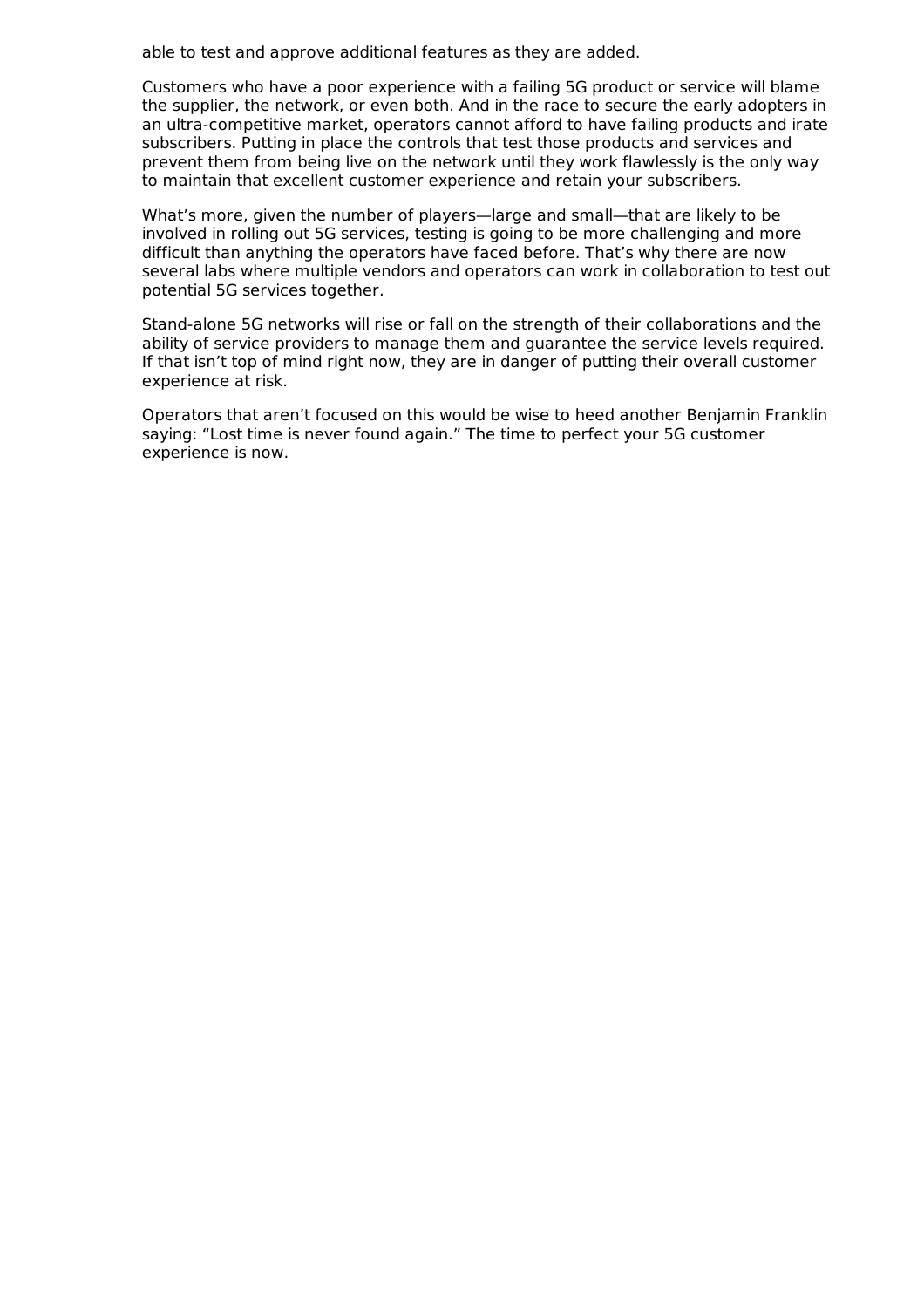able to test and approve additional features as they are added.

Customers who have a poor experience with a failing 5G product or service will blame the supplier, the network, or even both. And in the race to secure the early adopters in an ultra-competitive market, operators cannot afford to have failing products and irate subscribers. Putting in place the controls that test those products and services and prevent them from being live on the network until they work flawlessly is the only way to maintain that excellent customer experience and retain your subscribers.

What’s more, given the number of players—large and small—that are likely to be involved in rolling out 5G services, testing is going to be more challenging and more difficult than anything the operators have faced before. That’s why there are now several labs where multiple vendors and operators can work in collaboration to test out potential 5G services together.

Stand-alone 5G networks will rise or fall on the strength of their collaborations and the ability of service providers to manage them and guarantee the service levels required. If that isn’t top of mind right now, they are in danger of putting their overall customer experience at risk.

Operators that aren’t focused on this would be wise to heed another Benjamin Franklin saying: “Lost time is never found again.” The time to perfect your 5G customer experience is now.